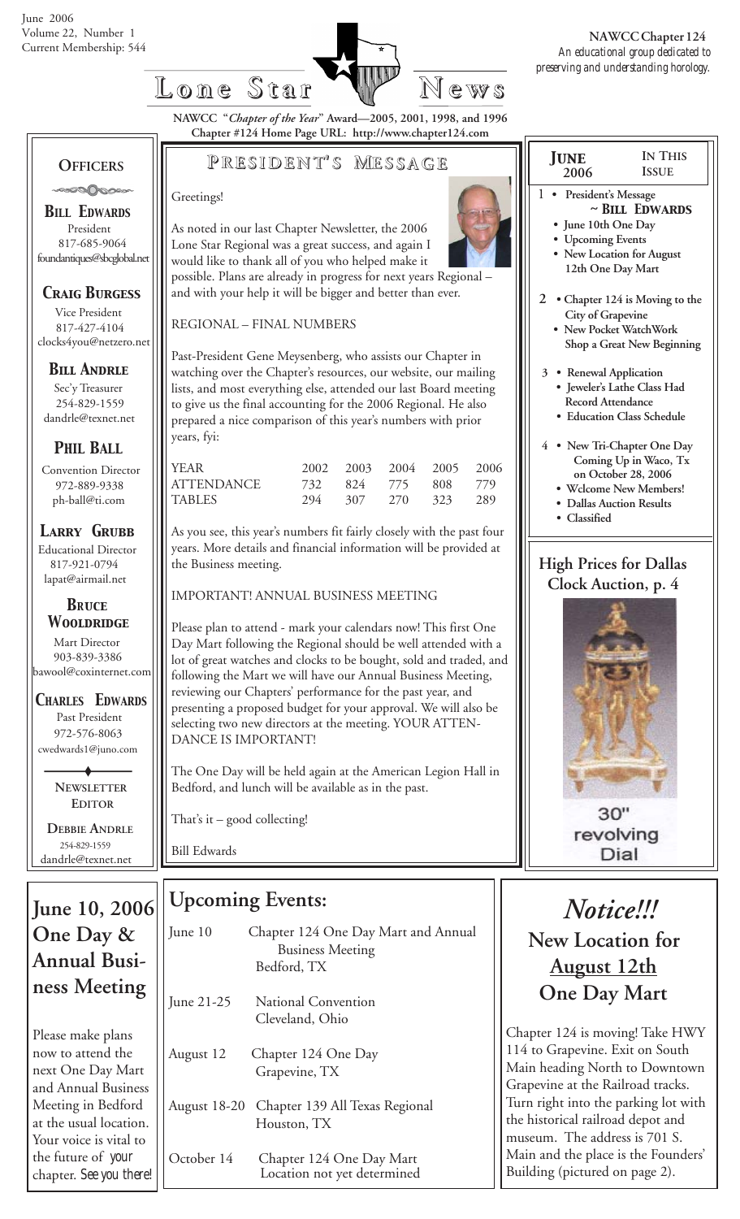June 2006
Volume 22, Number 1
Current Membership: 544

# Lone Star News

**NAWCC Chapter 124**
*An educational group dedicated to preserving and understanding horology.*

NAWCC "*Chapter of the Year*" Award—2005, 2001, 1998, and 1996
Chapter #124 Home Page URL: http://www.chapter124.com

## PRESIDENT'S MESSAGE

Greetings!

As noted in our last Chapter Newsletter, the 2006 Lone Star Regional was a great success, and again I would like to thank all of you who helped make it possible. Plans are already in progress for next years Regional – and with your help it will be bigger and better than ever.

REGIONAL – FINAL NUMBERS

Past-President Gene Meysenberg, who assists our Chapter in watching over the Chapter's resources, our website, our mailing lists, and most everything else, attended our last Board meeting to give us the final accounting for the 2006 Regional. He also prepared a nice comparison of this year's numbers with prior years, fyi:

| YEAR | 2002 | 2003 | 2004 | 2005 | 2006 |
|---|---|---|---|---|---|
| ATTENDANCE | 732 | 824 | 775 | 808 | 779 |
| TABLES | 294 | 307 | 270 | 323 | 289 |

As you see, this year's numbers fit fairly closely with the past four years. More details and financial information will be provided at the Business meeting.

IMPORTANT! ANNUAL BUSINESS MEETING

Please plan to attend - mark your calendars now! This first One Day Mart following the Regional should be well attended with a lot of great watches and clocks to be bought, sold and traded, and following the Mart we will have our Annual Business Meeting, reviewing our Chapters' performance for the past year, and presenting a proposed budget for your approval. We will also be selecting two new directors at the meeting. YOUR ATTENDANCE IS IMPORTANT!

The One Day will be held again at the American Legion Hall in Bedford, and lunch will be available as in the past.

That's it – good collecting!

Bill Edwards

## OFFICERS

**BILL EDWARDS**
President
817-685-9064
foundantiques@sbcglobal.net

**CRAIG BURGESS**
Vice President
817-427-4104
clocks4you@netzero.net

**BILL ANDRLE**
Sec'y Treasurer
254-829-1559
dandrle@texnet.net

**PHIL BALL**
Convention Director
972-889-9338
ph-ball@ti.com

**LARRY GRUBB**
Educational Director
817-921-0794
lapat@airmail.net

**BRUCE WOOLDRIDGE**
Mart Director
903-839-3386
bawool@coxinternet.com

**CHARLES EDWARDS**
Past President
972-576-8063
cwedwards1@juno.com

**NEWSLETTER EDITOR**

**DEBBIE ANDRLE**
254-829-1559
dandrle@texnet.net

## JUNE 2006 — IN THIS ISSUE

1 • President's Message ~ **BILL EDWARDS**
- June 10th One Day
- Upcoming Events
- New Location for August 12th One Day Mart

2 • Chapter 124 is Moving to the City of Grapevine
- New Pocket WatchWork Shop a Great New Beginning

3 • Renewal Application
- Jeweler's Lathe Class Had Record Attendance
- Education Class Schedule

4 • New Tri-Chapter One Day Coming Up in Waco, Tx on October 28, 2006
- Welcome New Members!
- Dallas Auction Results
- Classified

## High Prices for Dallas Clock Auction, p. 4

30" revolving Dial

## June 10, 2006 One Day & Annual Business Meeting

Please make plans now to attend the next One Day Mart and Annual Business Meeting in Bedford at the usual location. Your voice is vital to the future of *your* chapter. *See you there!*

## Upcoming Events:

| | |
|---|---|
| June 10 | Chapter 124 One Day Mart and Annual Business Meeting Bedford, TX |
| June 21-25 | National Convention Cleveland, Ohio |
| August 12 | Chapter 124 One Day Grapevine, TX |
| August 18-20 | Chapter 139 All Texas Regional Houston, TX |
| October 14 | Chapter 124 One Day Mart Location not yet determined |

## *Notice!!!* New Location for August 12th One Day Mart

Chapter 124 is moving! Take HWY 114 to Grapevine. Exit on South Main heading North to Downtown Grapevine at the Railroad tracks. Turn right into the parking lot with the historical railroad depot and museum. The address is 701 S. Main and the place is the Founders' Building (pictured on page 2).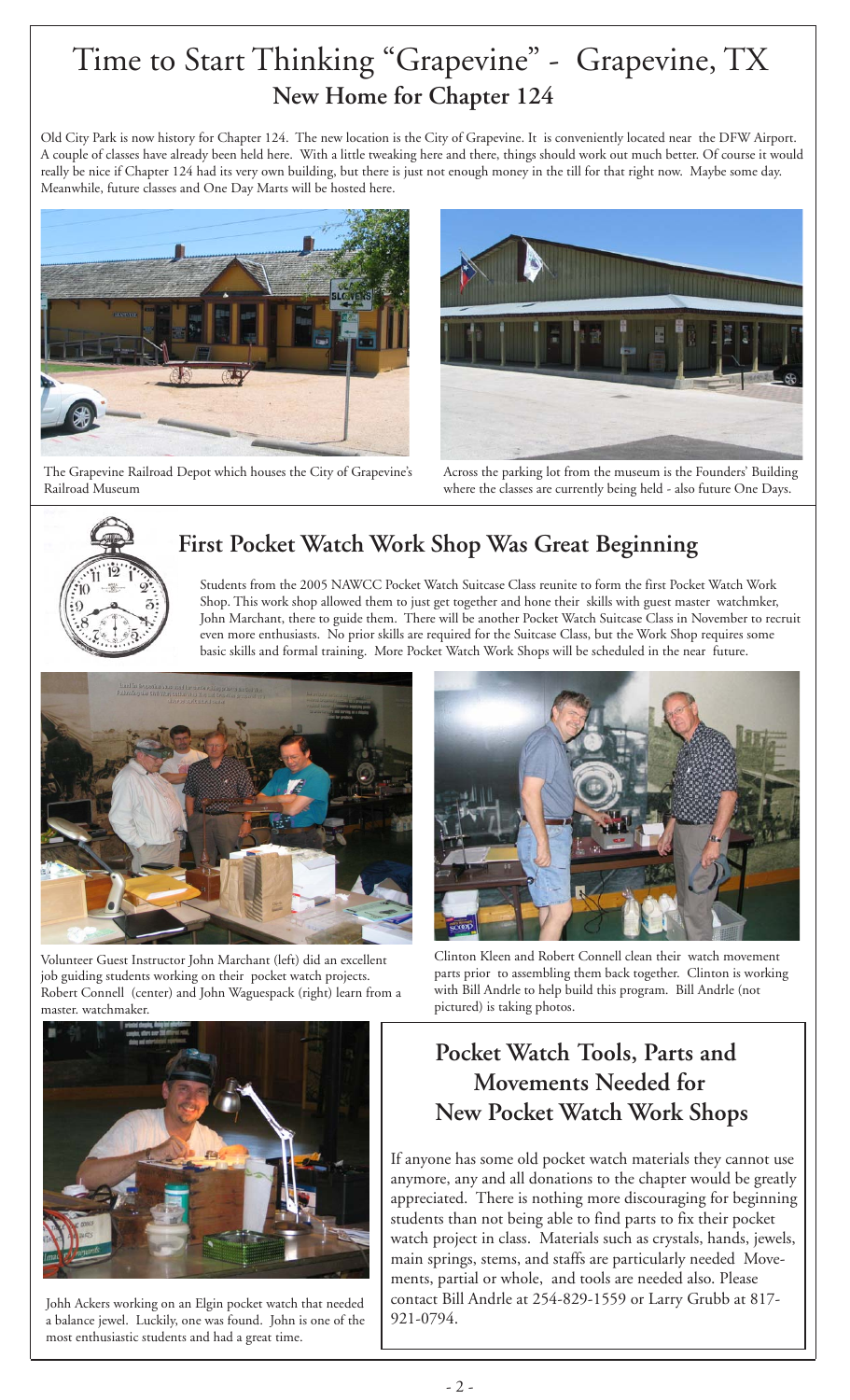# Time to Start Thinking "Grapevine" - Grapevine, TX

## New Home for Chapter 124

Old City Park is now history for Chapter 124. The new location is the City of Grapevine. It is conveniently located near the DFW Airport. A couple of classes have already been held here. With a little tweaking here and there, things should work out much better. Of course it would really be nice if Chapter 124 had its very own building, but there is just not enough money in the till for that right now. Maybe some day. Meanwhile, future classes and One Day Marts will be hosted here.

The Grapevine Railroad Depot which houses the City of Grapevine's Railroad Museum

Across the parking lot from the museum is the Founders' Building where the classes are currently being held - also future One Days.

## First Pocket Watch Work Shop Was Great Beginning

Students from the 2005 NAWCC Pocket Watch Suitcase Class reunite to form the first Pocket Watch Work Shop. This work shop allowed them to just get together and hone their skills with guest master watchmker, John Marchant, there to guide them. There will be another Pocket Watch Suitcase Class in November to recruit even more enthusiasts. No prior skills are required for the Suitcase Class, but the Work Shop requires some basic skills and formal training. More Pocket Watch Work Shops will be scheduled in the near future.

Volunteer Guest Instructor John Marchant (left) did an excellent job guiding students working on their pocket watch projects. Robert Connell (center) and John Waguespack (right) learn from a master. watchmaker.

Clinton Kleen and Robert Connell clean their watch movement parts prior to assembling them back together. Clinton is working with Bill Andrle to help build this program. Bill Andrle (not pictured) is taking photos.

Johh Ackers working on an Elgin pocket watch that needed a balance jewel. Luckily, one was found. John is one of the most enthusiastic students and had a great time.

## Pocket Watch Tools, Parts and Movements Needed for New Pocket Watch Work Shops

If anyone has some old pocket watch materials they cannot use anymore, any and all donations to the chapter would be greatly appreciated. There is nothing more discouraging for beginning students than not being able to find parts to fix their pocket watch project in class. Materials such as crystals, hands, jewels, main springs, stems, and staffs are particularly needed Movements, partial or whole, and tools are needed also. Please contact Bill Andrle at 254-829-1559 or Larry Grubb at 817-921-0794.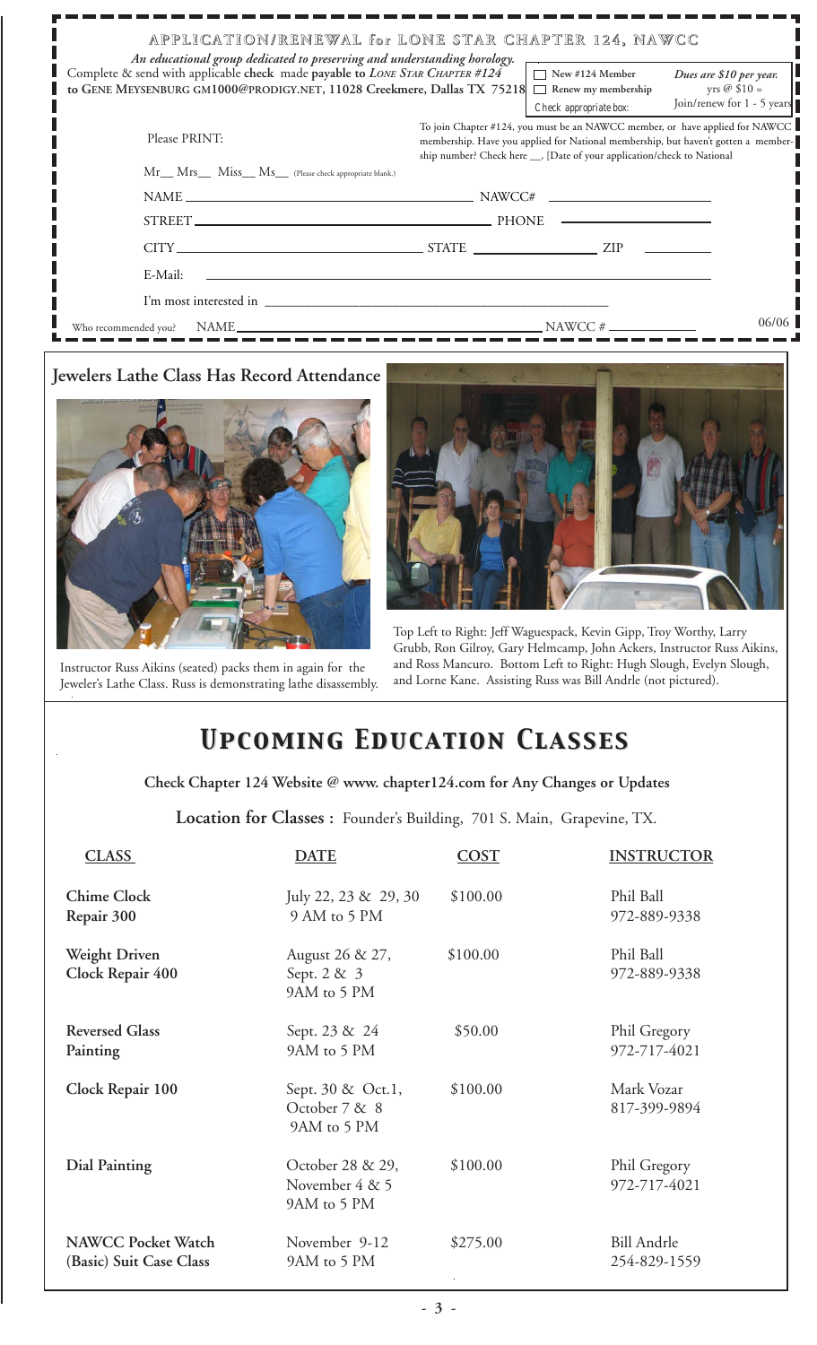## APPLICATION/RENEWAL for LONE STAR CHAPTER 124, NAWCC

*An educational group dedicated to preserving and understanding horology.*

Complete & send with applicable **check** made **payable to** ***LONE STAR CHAPTER #124*** **to GENE MEYSENBURG GM1000@PRODIGY.NET, 11028 Creekmere, Dallas TX 75218**

☐ New #124 Member
☐ Renew my membership
Check appropriate box:

*Dues are $10 per year.* yrs @ $10 = Join/renew for 1 - 5 years

Please PRINT:

To join Chapter #124, you must be an NAWCC member, or have applied for NAWCC membership. Have you applied for National membership, but haven't gotten a membership number? Check here __, [Date of your application/check to National

Mr__ Mrs__ Miss__ Ms__ (Please check appropriate blank.)

NAME ______________________ NAWCC# ______________

STREET ______________________ PHONE ______________

CITY ______________ STATE __________ ZIP ________

E-Mail: ______________________________

I'm most interested in ______________________________

Who recommended you? NAME ______________________ NAWCC # __________

06/06

## Jewelers Lathe Class Has Record Attendance

Instructor Russ Aikins (seated) packs them in again for the Jeweler's Lathe Class. Russ is demonstrating lathe disassembly.

Top Left to Right: Jeff Waguespack, Kevin Gipp, Troy Worthy, Larry Grubb, Ron Gilroy, Gary Helmcamp, John Ackers, Instructor Russ Aikins, and Ross Mancuro. Bottom Left to Right: Hugh Slough, Evelyn Slough, and Lorne Kane. Assisting Russ was Bill Andrle (not pictured).

# *UPCOMING EDUCATION CLASSES*

**Check Chapter 124 Website @ www. chapter124.com for Any Changes or Updates**

**Location for Classes :** Founder's Building, 701 S. Main, Grapevine, TX.

| CLASS | DATE | COST | INSTRUCTOR |
|---|---|---|---|
| **Chime Clock Repair 300** | July 22, 23 & 29, 30<br>9 AM to 5 PM | $100.00 | Phil Ball<br>972-889-9338 |
| **Weight Driven Clock Repair 400** | August 26 & 27,<br>Sept. 2 & 3<br>9AM to 5 PM | $100.00 | Phil Ball<br>972-889-9338 |
| **Reversed Glass Painting** | Sept. 23 & 24<br>9AM to 5 PM | $50.00 | Phil Gregory<br>972-717-4021 |
| **Clock Repair 100** | Sept. 30 & Oct.1,<br>October 7 & 8<br>9AM to 5 PM | $100.00 | Mark Vozar<br>817-399-9894 |
| **Dial Painting** | October 28 & 29,<br>November 4 & 5<br>9AM to 5 PM | $100.00 | Phil Gregory<br>972-717-4021 |
| **NAWCC Pocket Watch (Basic) Suit Case Class** | November 9-12<br>9AM to 5 PM | $275.00 | Bill Andrle<br>254-829-1559 |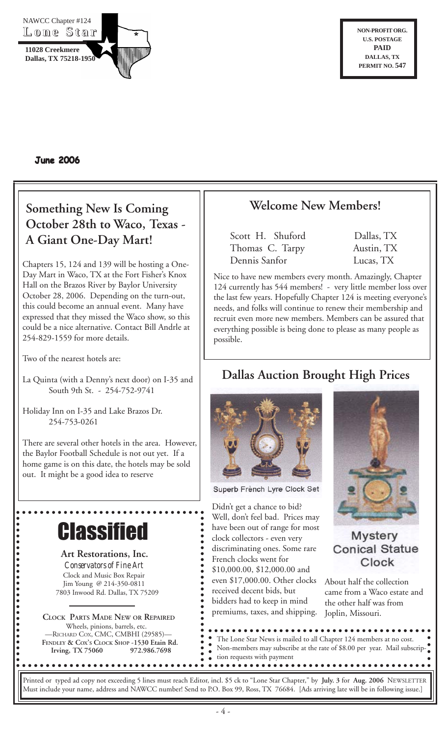NAWCC Chapter #124
Lone Star
11028 Creekmere
Dallas, TX 75218-1950

NON-PROFIT ORG.
U.S. POSTAGE
PAID
DALLAS, TX
PERMIT NO. 547

**June 2006**

## Something New Is Coming October 28th to Waco, Texas - A Giant One-Day Mart!

Chapters 15, 124 and 139 will be hosting a One-Day Mart in Waco, TX at the Fort Fisher's Knox Hall on the Brazos River by Baylor University October 28, 2006. Depending on the turn-out, this could become an annual event. Many have expressed that they missed the Waco show, so this could be a nice alternative. Contact Bill Andrle at 254-829-1559 for more details.

Two of the nearest hotels are:

La Quinta (with a Denny's next door) on I-35 and South 9th St. - 254-752-9741

Holiday Inn on I-35 and Lake Brazos Dr. 254-753-0261

There are several other hotels in the area. However, the Baylor Football Schedule is not out yet. If a home game is on this date, the hotels may be sold out. It might be a good idea to reserve

## Welcome New Members!

| | |
|---|---|
| Scott H. Shuford | Dallas, TX |
| Thomas C. Tarpy | Austin, TX |
| Dennis Sanfor | Lucas, TX |

Nice to have new members every month. Amazingly, Chapter 124 currently has 544 members! - very little member loss over the last few years. Hopefully Chapter 124 is meeting everyone's needs, and folks will continue to renew their membership and recruit even more new members. Members can be assured that everything possible is being done to please as many people as possible.

## Dallas Auction Brought High Prices

Superb French Lyre Clock Set

Didn't get a chance to bid? Well, don't feel bad. Prices may have been out of range for most clock collectors - even very discriminating ones. Some rare French clocks went for $10,000.00, $12,000.00 and even $17,000.00. Other clocks received decent bids, but bidders had to keep in mind premiums, taxes, and shipping.

Mystery Conical Statue Clock

About half the collection came from a Waco estate and the other half was from Joplin, Missouri.

# Classified

**Art Restorations, Inc.**
*Conservators of Fine Art*
Clock and Music Box Repair
Jim Young @ 214-350-0811
7803 Inwood Rd. Dallas, TX 75209

**CLOCK PARTS MADE NEW OR REPAIRED**
Wheels, pinions, barrels, etc.
—RICHARD COX, CMC, CMBHI (29585)—
**FENDLEY & COX'S CLOCK SHOP -1530 Etain Rd.**
**Irving, TX 75060 972.986.7698**

The Lone Star News is mailed to all Chapter 124 members at no cost. Non-members may subscribe at the rate of $8.00 per year. Mail subscription requests with payment

Printed or typed ad copy not exceeding 5 lines must reach Editor, incl. $5 ck to "Lone Star Chapter," by **July. 3** for **Aug. 2006** NEWSLETTER Must include your name, address and NAWCC number! Send to P.O. Box 99, Ross, TX 76684. [Ads arriving late will be in following issue.]